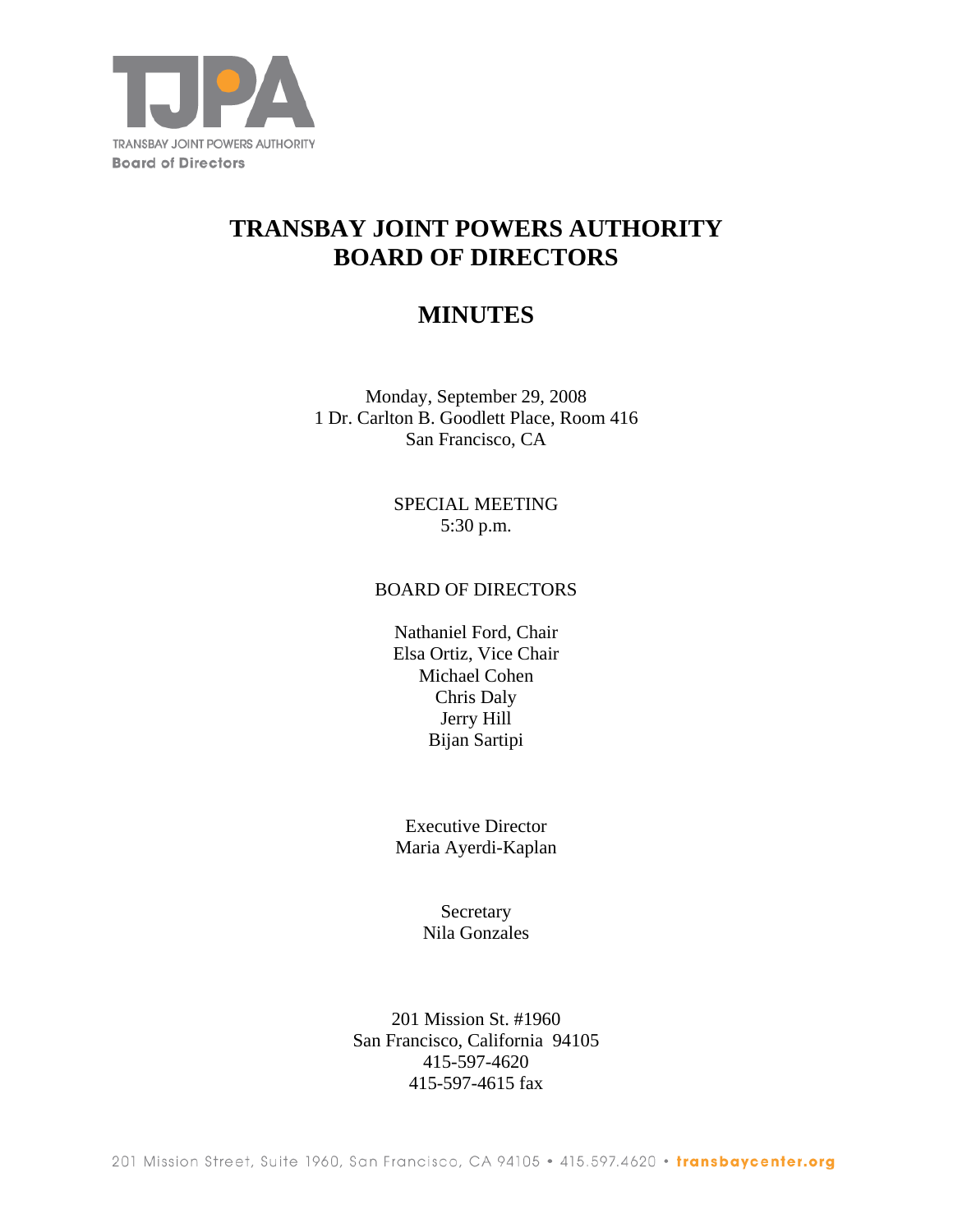TRANSBAY JOINT POWERS AUTHORITY
Board of Directors

# TRANSBAY JOINT POWERS AUTHORITY BOARD OF DIRECTORS

# MINUTES

Monday, September 29, 2008
1 Dr. Carlton B. Goodlett Place, Room 416
San Francisco, CA

SPECIAL MEETING
5:30 p.m.

BOARD OF DIRECTORS

Nathaniel Ford, Chair
Elsa Ortiz, Vice Chair
Michael Cohen
Chris Daly
Jerry Hill
Bijan Sartipi

Executive Director
Maria Ayerdi-Kaplan

Secretary
Nila Gonzales

201 Mission St. #1960
San Francisco, California 94105
415-597-4620
415-597-4615 fax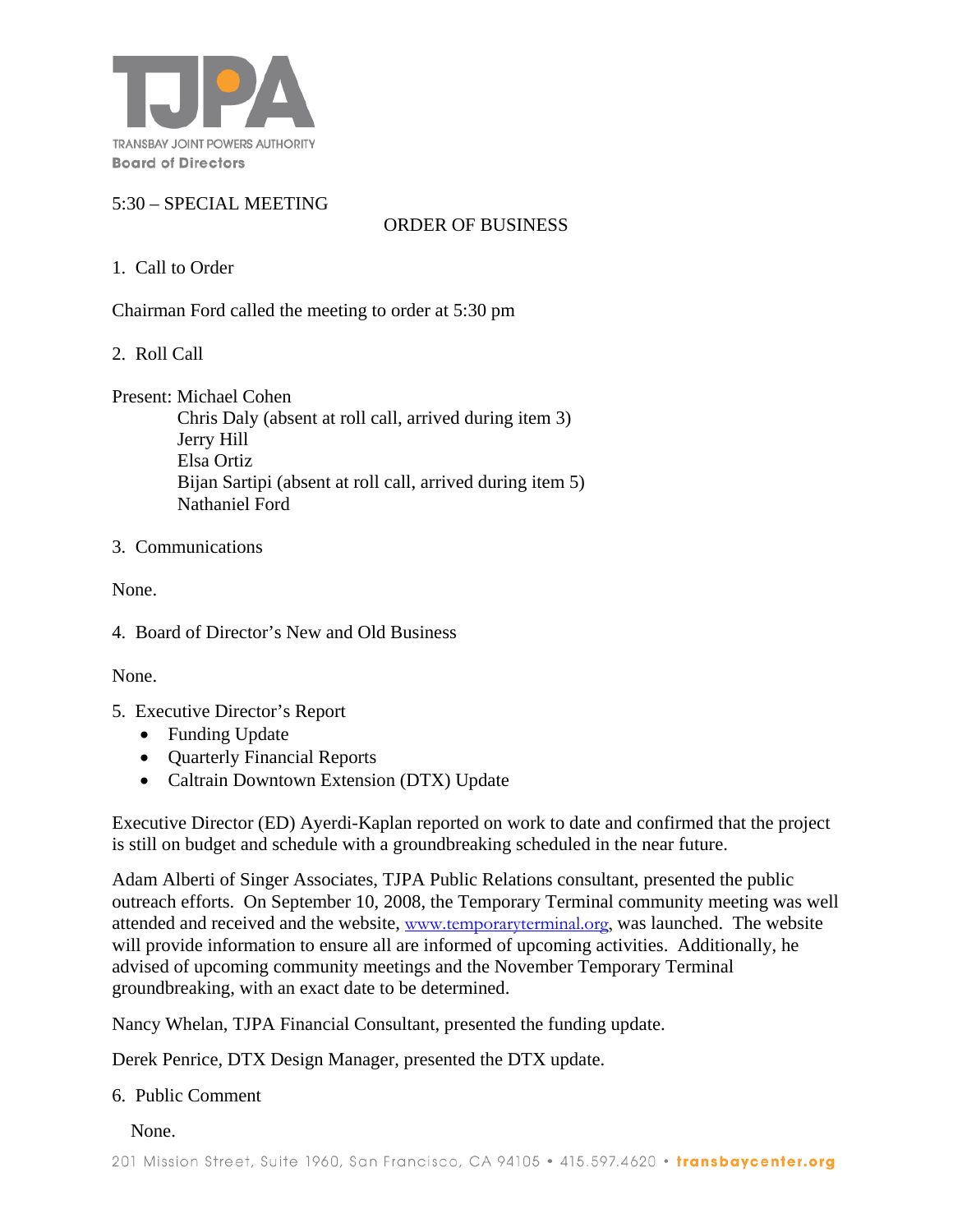TRANSBAY JOINT POWERS AUTHORITY
Board of Directors

5:30 – SPECIAL MEETING

ORDER OF BUSINESS

1. Call to Order

Chairman Ford called the meeting to order at 5:30 pm

2. Roll Call

Present: Michael Cohen
Chris Daly (absent at roll call, arrived during item 3)
Jerry Hill
Elsa Ortiz
Bijan Sartipi (absent at roll call, arrived during item 5)
Nathaniel Ford

3. Communications

None.

4. Board of Director's New and Old Business

None.

5. Executive Director's Report
   - Funding Update
   - Quarterly Financial Reports
   - Caltrain Downtown Extension (DTX) Update

Executive Director (ED) Ayerdi-Kaplan reported on work to date and confirmed that the project is still on budget and schedule with a groundbreaking scheduled in the near future.

Adam Alberti of Singer Associates, TJPA Public Relations consultant, presented the public outreach efforts. On September 10, 2008, the Temporary Terminal community meeting was well attended and received and the website, www.temporaryterminal.org, was launched. The website will provide information to ensure all are informed of upcoming activities. Additionally, he advised of upcoming community meetings and the November Temporary Terminal groundbreaking, with an exact date to be determined.

Nancy Whelan, TJPA Financial Consultant, presented the funding update.

Derek Penrice, DTX Design Manager, presented the DTX update.

6. Public Comment

None.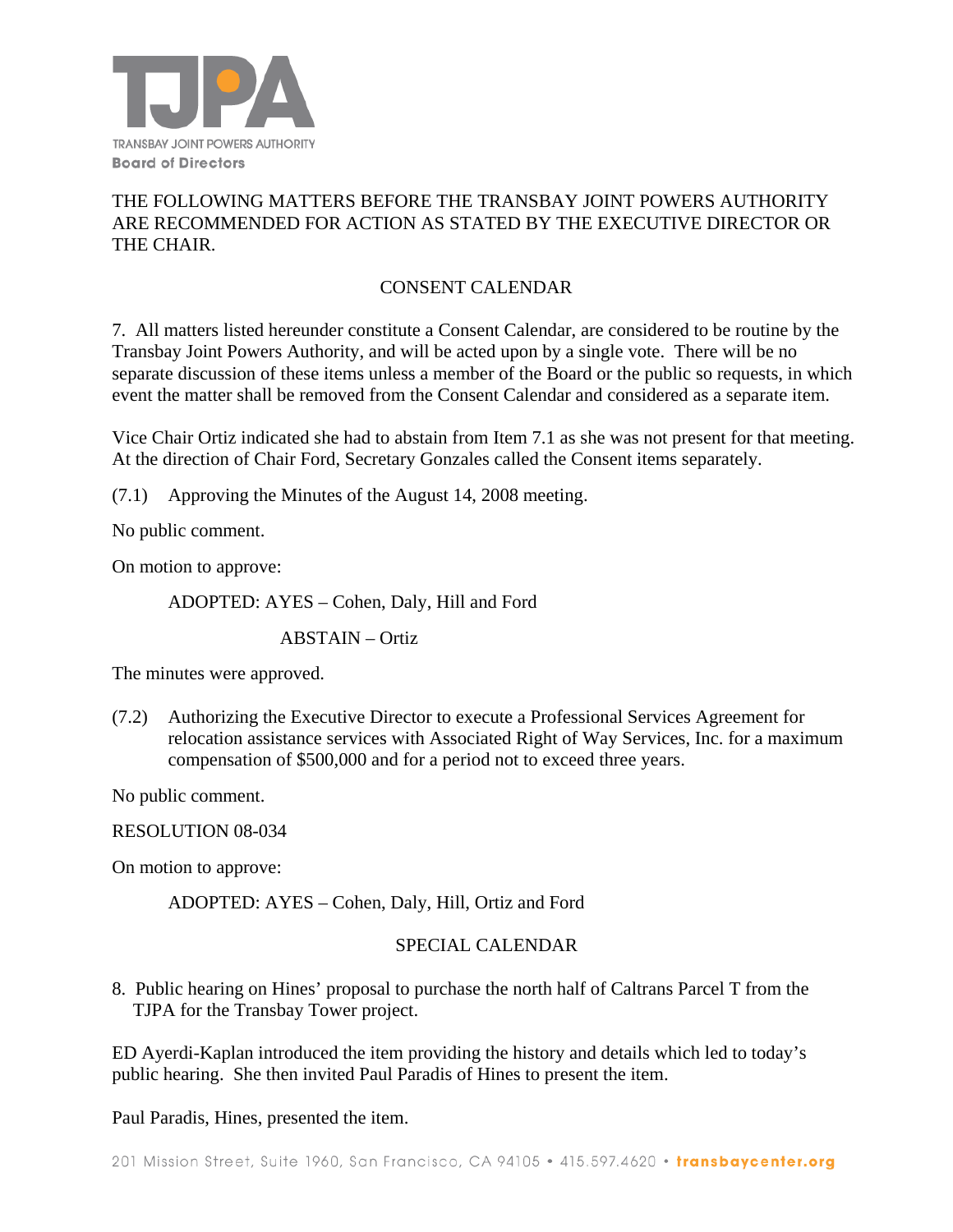THE FOLLOWING MATTERS BEFORE THE TRANSBAY JOINT POWERS AUTHORITY ARE RECOMMENDED FOR ACTION AS STATED BY THE EXECUTIVE DIRECTOR OR THE CHAIR.

CONSENT CALENDAR

7. All matters listed hereunder constitute a Consent Calendar, are considered to be routine by the Transbay Joint Powers Authority, and will be acted upon by a single vote. There will be no separate discussion of these items unless a member of the Board or the public so requests, in which event the matter shall be removed from the Consent Calendar and considered as a separate item.

Vice Chair Ortiz indicated she had to abstain from Item 7.1 as she was not present for that meeting. At the direction of Chair Ford, Secretary Gonzales called the Consent items separately.

(7.1) Approving the Minutes of the August 14, 2008 meeting.

No public comment.

On motion to approve:

ADOPTED: AYES – Cohen, Daly, Hill and Ford

ABSTAIN – Ortiz

The minutes were approved.

(7.2) Authorizing the Executive Director to execute a Professional Services Agreement for relocation assistance services with Associated Right of Way Services, Inc. for a maximum compensation of $500,000 and for a period not to exceed three years.

No public comment.

RESOLUTION 08-034

On motion to approve:

ADOPTED: AYES – Cohen, Daly, Hill, Ortiz and Ford

SPECIAL CALENDAR

8. Public hearing on Hines' proposal to purchase the north half of Caltrans Parcel T from the TJPA for the Transbay Tower project.

ED Ayerdi-Kaplan introduced the item providing the history and details which led to today's public hearing. She then invited Paul Paradis of Hines to present the item.

Paul Paradis, Hines, presented the item.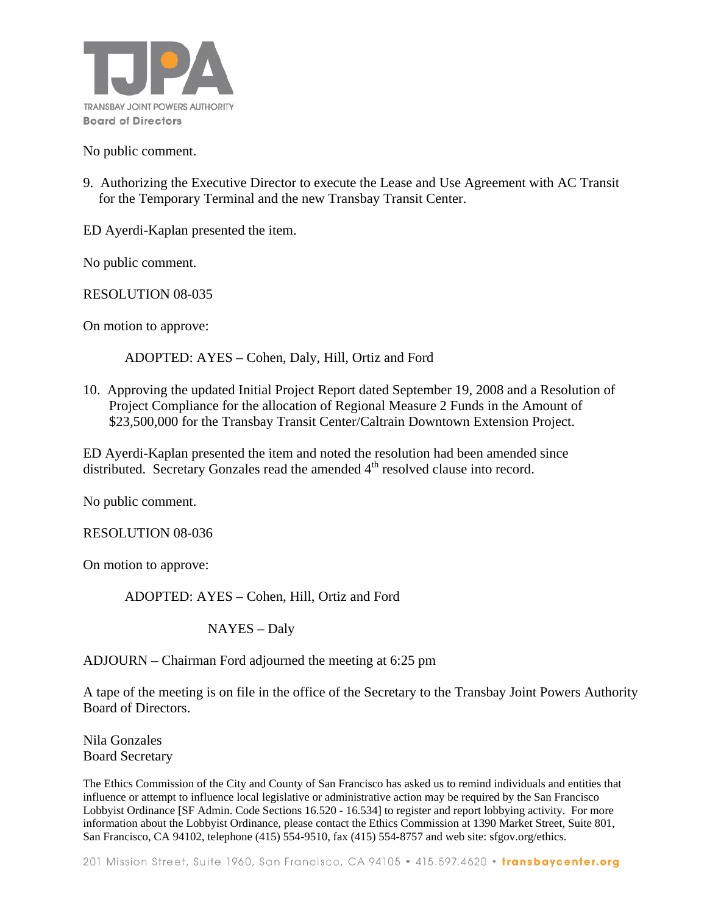No public comment.

9. Authorizing the Executive Director to execute the Lease and Use Agreement with AC Transit for the Temporary Terminal and the new Transbay Transit Center.

ED Ayerdi-Kaplan presented the item.

No public comment.

RESOLUTION 08-035

On motion to approve:

ADOPTED: AYES – Cohen, Daly, Hill, Ortiz and Ford

10. Approving the updated Initial Project Report dated September 19, 2008 and a Resolution of Project Compliance for the allocation of Regional Measure 2 Funds in the Amount of $23,500,000 for the Transbay Transit Center/Caltrain Downtown Extension Project.

ED Ayerdi-Kaplan presented the item and noted the resolution had been amended since distributed. Secretary Gonzales read the amended 4th resolved clause into record.

No public comment.

RESOLUTION 08-036

On motion to approve:

ADOPTED: AYES – Cohen, Hill, Ortiz and Ford

NAYES – Daly

ADJOURN – Chairman Ford adjourned the meeting at 6:25 pm

A tape of the meeting is on file in the office of the Secretary to the Transbay Joint Powers Authority Board of Directors.

Nila Gonzales
Board Secretary

The Ethics Commission of the City and County of San Francisco has asked us to remind individuals and entities that influence or attempt to influence local legislative or administrative action may be required by the San Francisco Lobbyist Ordinance [SF Admin. Code Sections 16.520 - 16.534] to register and report lobbying activity. For more information about the Lobbyist Ordinance, please contact the Ethics Commission at 1390 Market Street, Suite 801, San Francisco, CA 94102, telephone (415) 554-9510, fax (415) 554-8757 and web site: sfgov.org/ethics.